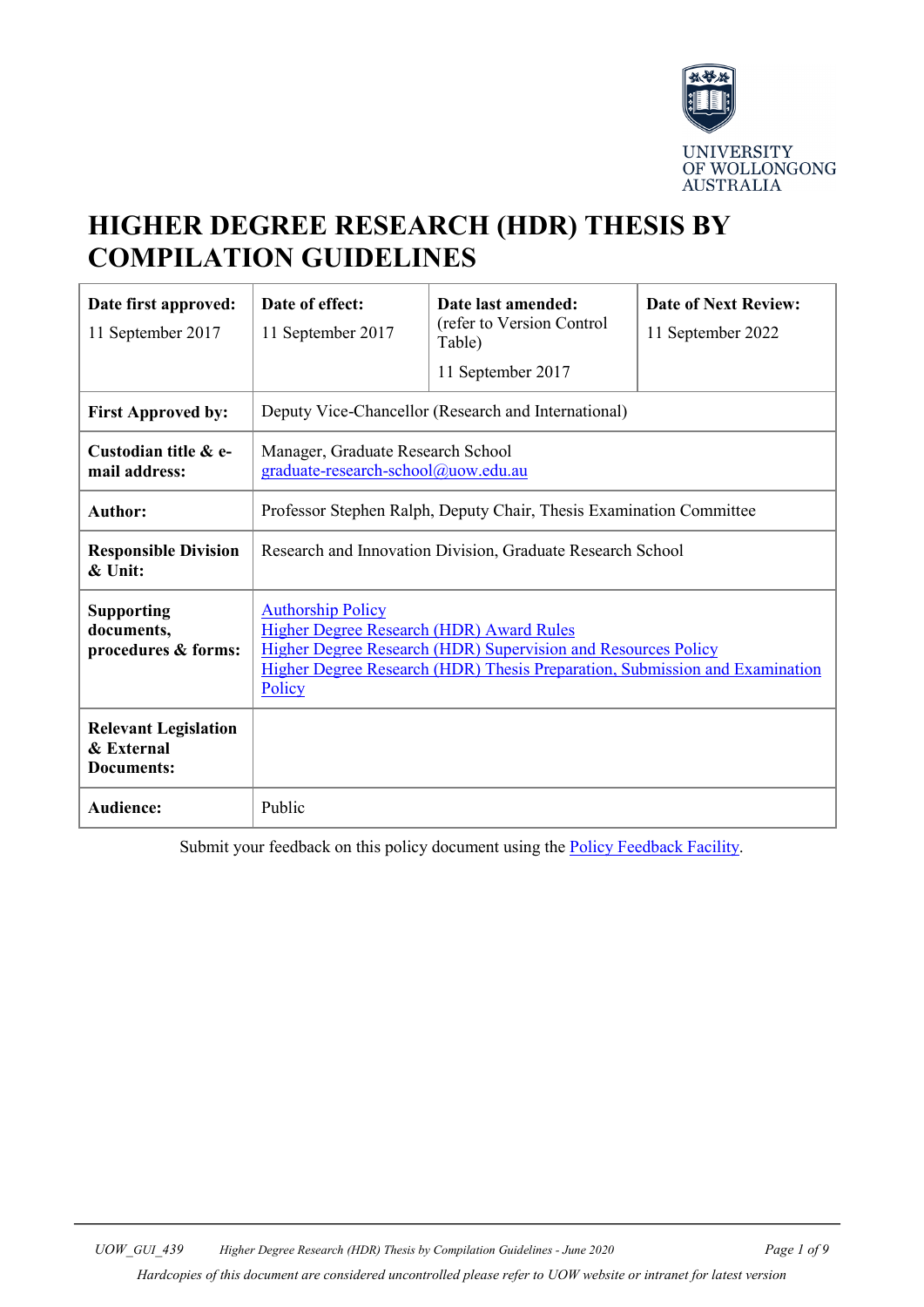# HIGHER DEGREE RESEARCH (HDR) THESIS BY COMPILATION GUIDELINES

| **Date first approved:** 11 September 2017 | **Date of effect:** 11 September 2017 | **Date last amended:** (refer to Version Control Table) 11 September 2017 | **Date of Next Review:** 11 September 2022 |
|---|---|---|---|
| **First Approved by:** | Deputy Vice-Chancellor (Research and International) | | |
| **Custodian title & e-mail address:** | Manager, Graduate Research School graduate-research-school@uow.edu.au | | |
| **Author:** | Professor Stephen Ralph, Deputy Chair, Thesis Examination Committee | | |
| **Responsible Division & Unit:** | Research and Innovation Division, Graduate Research School | | |
| **Supporting documents, procedures & forms:** | Authorship Policy<br>Higher Degree Research (HDR) Award Rules<br>Higher Degree Research (HDR) Supervision and Resources Policy<br>Higher Degree Research (HDR) Thesis Preparation, Submission and Examination Policy | | |
| **Relevant Legislation & External Documents:** | | | |
| **Audience:** | Public | | |

Submit your feedback on this policy document using the Policy Feedback Facility.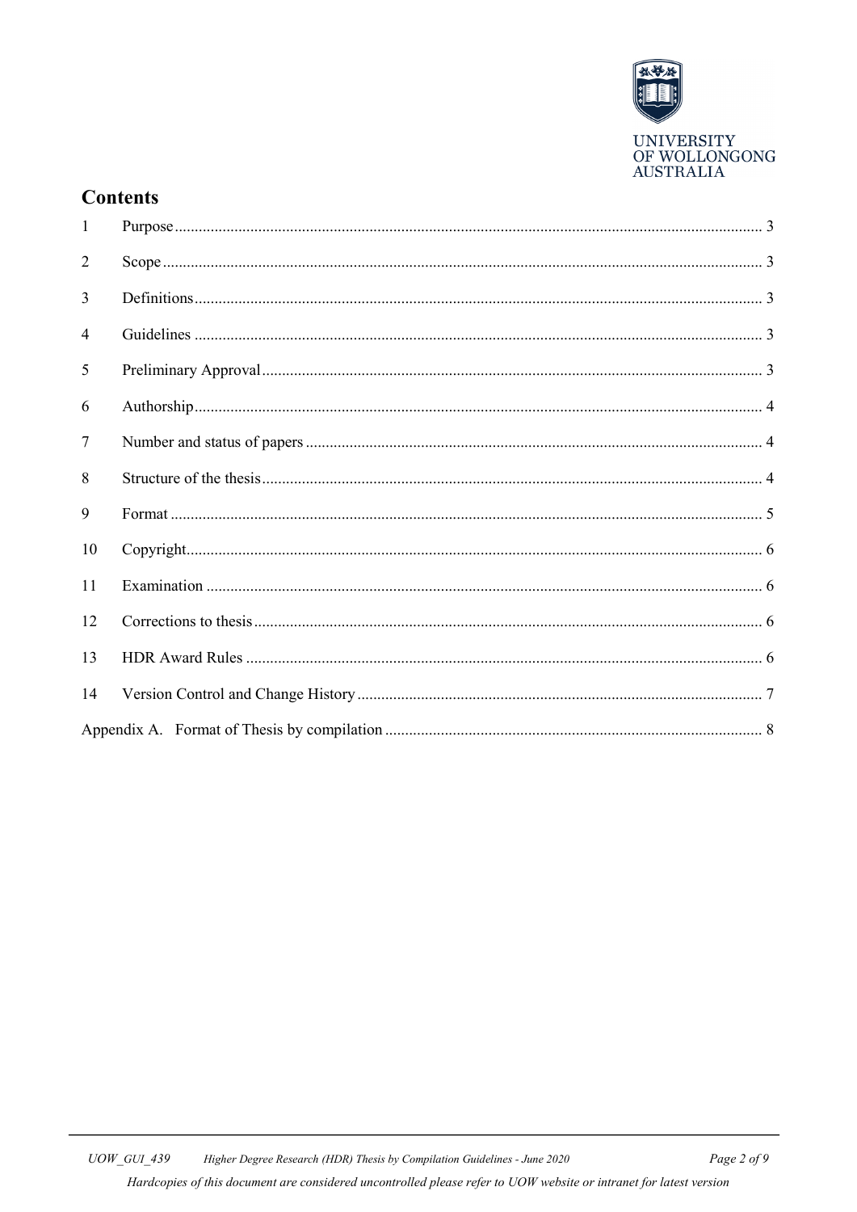## Contents

| | | |
|---|---|---|
| 1 | Purpose | 3 |
| 2 | Scope | 3 |
| 3 | Definitions | 3 |
| 4 | Guidelines | 3 |
| 5 | Preliminary Approval | 3 |
| 6 | Authorship | 4 |
| 7 | Number and status of papers | 4 |
| 8 | Structure of the thesis | 4 |
| 9 | Format | 5 |
| 10 | Copyright | 6 |
| 11 | Examination | 6 |
| 12 | Corrections to thesis | 6 |
| 13 | HDR Award Rules | 6 |
| 14 | Version Control and Change History | 7 |
| Appendix A. | Format of Thesis by compilation | 8 |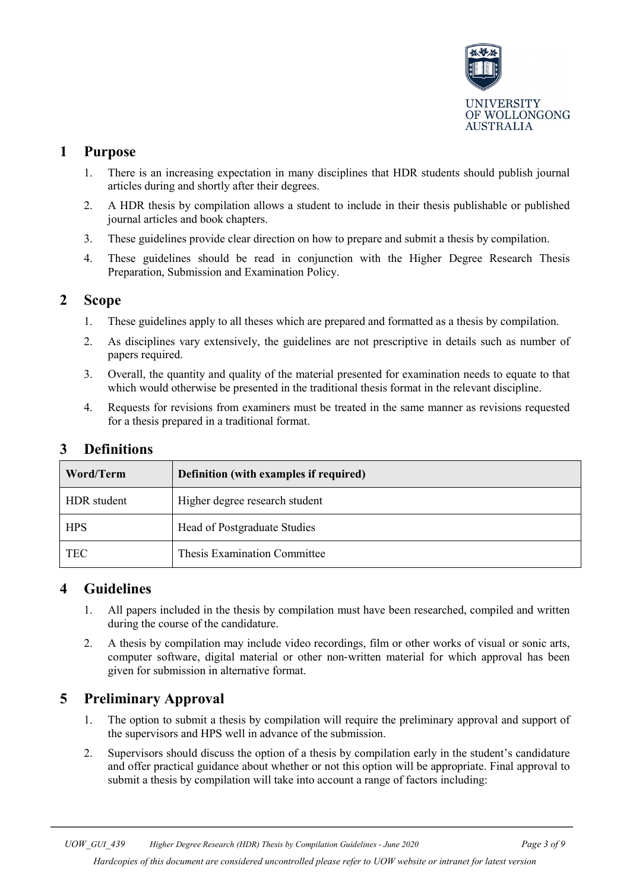## 1 Purpose

1. There is an increasing expectation in many disciplines that HDR students should publish journal articles during and shortly after their degrees.
2. A HDR thesis by compilation allows a student to include in their thesis publishable or published journal articles and book chapters.
3. These guidelines provide clear direction on how to prepare and submit a thesis by compilation.
4. These guidelines should be read in conjunction with the Higher Degree Research Thesis Preparation, Submission and Examination Policy.

## 2 Scope

1. These guidelines apply to all theses which are prepared and formatted as a thesis by compilation.
2. As disciplines vary extensively, the guidelines are not prescriptive in details such as number of papers required.
3. Overall, the quantity and quality of the material presented for examination needs to equate to that which would otherwise be presented in the traditional thesis format in the relevant discipline.
4. Requests for revisions from examiners must be treated in the same manner as revisions requested for a thesis prepared in a traditional format.

## 3 Definitions

| Word/Term | Definition (with examples if required) |
|---|---|
| HDR student | Higher degree research student |
| HPS | Head of Postgraduate Studies |
| TEC | Thesis Examination Committee |

## 4 Guidelines

1. All papers included in the thesis by compilation must have been researched, compiled and written during the course of the candidature.
2. A thesis by compilation may include video recordings, film or other works of visual or sonic arts, computer software, digital material or other non-written material for which approval has been given for submission in alternative format.

## 5 Preliminary Approval

1. The option to submit a thesis by compilation will require the preliminary approval and support of the supervisors and HPS well in advance of the submission.
2. Supervisors should discuss the option of a thesis by compilation early in the student's candidature and offer practical guidance about whether or not this option will be appropriate. Final approval to submit a thesis by compilation will take into account a range of factors including: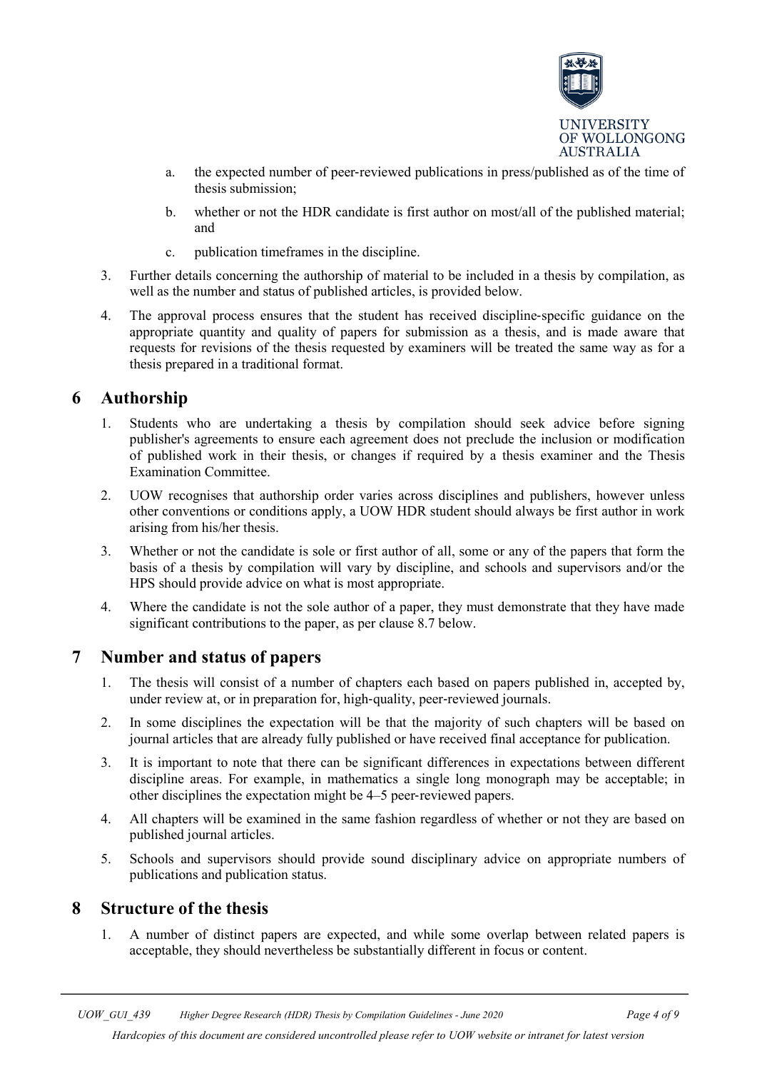a. the expected number of peer-reviewed publications in press/published as of the time of thesis submission;

b. whether or not the HDR candidate is first author on most/all of the published material; and

c. publication timeframes in the discipline.

3. Further details concerning the authorship of material to be included in a thesis by compilation, as well as the number and status of published articles, is provided below.

4. The approval process ensures that the student has received discipline-specific guidance on the appropriate quantity and quality of papers for submission as a thesis, and is made aware that requests for revisions of the thesis requested by examiners will be treated the same way as for a thesis prepared in a traditional format.

# 6 Authorship

1. Students who are undertaking a thesis by compilation should seek advice before signing publisher's agreements to ensure each agreement does not preclude the inclusion or modification of published work in their thesis, or changes if required by a thesis examiner and the Thesis Examination Committee.

2. UOW recognises that authorship order varies across disciplines and publishers, however unless other conventions or conditions apply, a UOW HDR student should always be first author in work arising from his/her thesis.

3. Whether or not the candidate is sole or first author of all, some or any of the papers that form the basis of a thesis by compilation will vary by discipline, and schools and supervisors and/or the HPS should provide advice on what is most appropriate.

4. Where the candidate is not the sole author of a paper, they must demonstrate that they have made significant contributions to the paper, as per clause 8.7 below.

# 7 Number and status of papers

1. The thesis will consist of a number of chapters each based on papers published in, accepted by, under review at, or in preparation for, high-quality, peer-reviewed journals.

2. In some disciplines the expectation will be that the majority of such chapters will be based on journal articles that are already fully published or have received final acceptance for publication.

3. It is important to note that there can be significant differences in expectations between different discipline areas. For example, in mathematics a single long monograph may be acceptable; in other disciplines the expectation might be 4–5 peer-reviewed papers.

4. All chapters will be examined in the same fashion regardless of whether or not they are based on published journal articles.

5. Schools and supervisors should provide sound disciplinary advice on appropriate numbers of publications and publication status.

# 8 Structure of the thesis

1. A number of distinct papers are expected, and while some overlap between related papers is acceptable, they should nevertheless be substantially different in focus or content.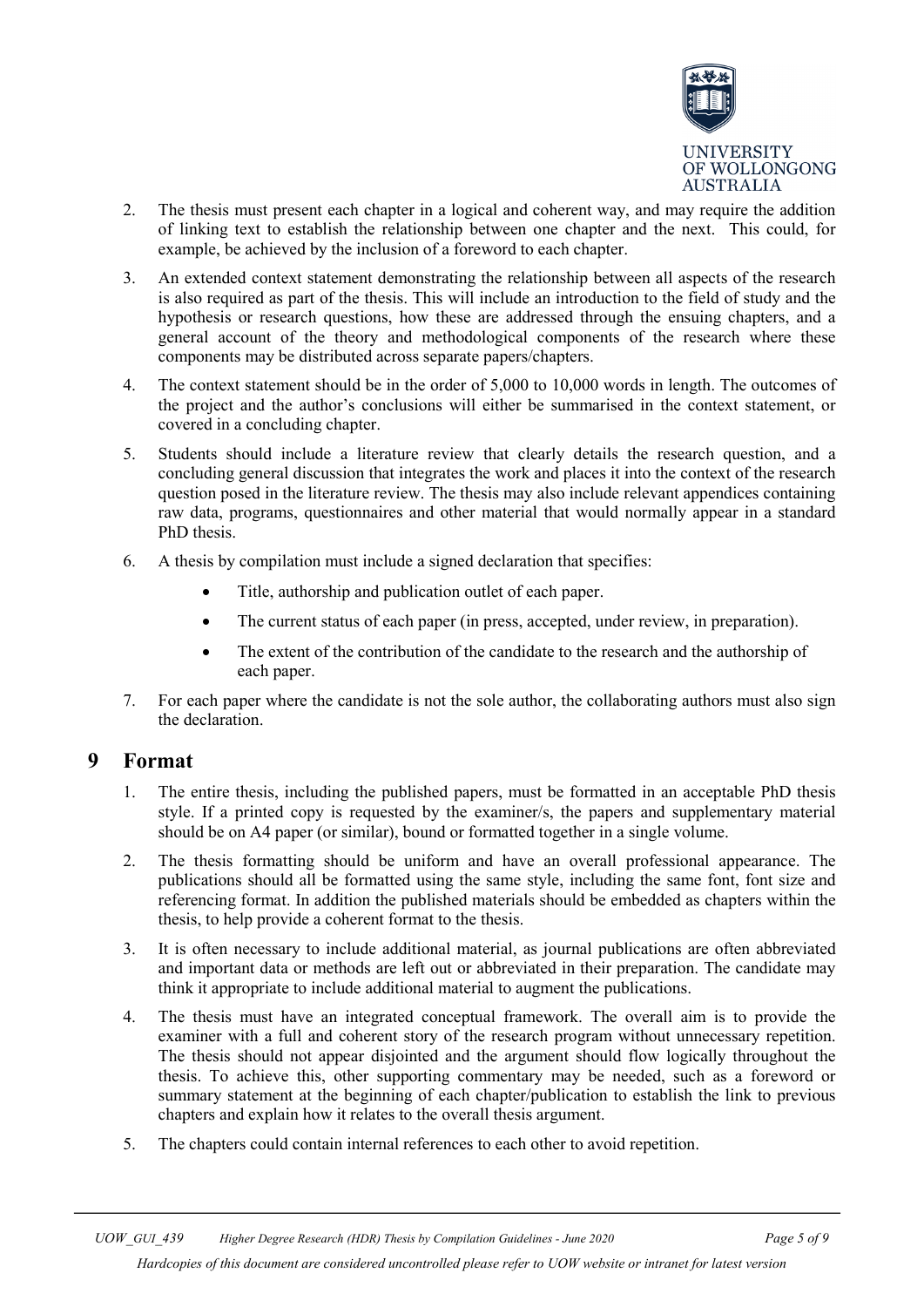2. The thesis must present each chapter in a logical and coherent way, and may require the addition of linking text to establish the relationship between one chapter and the next. This could, for example, be achieved by the inclusion of a foreword to each chapter.

3. An extended context statement demonstrating the relationship between all aspects of the research is also required as part of the thesis. This will include an introduction to the field of study and the hypothesis or research questions, how these are addressed through the ensuing chapters, and a general account of the theory and methodological components of the research where these components may be distributed across separate papers/chapters.

4. The context statement should be in the order of 5,000 to 10,000 words in length. The outcomes of the project and the author's conclusions will either be summarised in the context statement, or covered in a concluding chapter.

5. Students should include a literature review that clearly details the research question, and a concluding general discussion that integrates the work and places it into the context of the research question posed in the literature review. The thesis may also include relevant appendices containing raw data, programs, questionnaires and other material that would normally appear in a standard PhD thesis.

6. A thesis by compilation must include a signed declaration that specifies:
   - Title, authorship and publication outlet of each paper.
   - The current status of each paper (in press, accepted, under review, in preparation).
   - The extent of the contribution of the candidate to the research and the authorship of each paper.

7. For each paper where the candidate is not the sole author, the collaborating authors must also sign the declaration.

# 9 Format

1. The entire thesis, including the published papers, must be formatted in an acceptable PhD thesis style. If a printed copy is requested by the examiner/s, the papers and supplementary material should be on A4 paper (or similar), bound or formatted together in a single volume.

2. The thesis formatting should be uniform and have an overall professional appearance. The publications should all be formatted using the same style, including the same font, font size and referencing format. In addition the published materials should be embedded as chapters within the thesis, to help provide a coherent format to the thesis.

3. It is often necessary to include additional material, as journal publications are often abbreviated and important data or methods are left out or abbreviated in their preparation. The candidate may think it appropriate to include additional material to augment the publications.

4. The thesis must have an integrated conceptual framework. The overall aim is to provide the examiner with a full and coherent story of the research program without unnecessary repetition. The thesis should not appear disjointed and the argument should flow logically throughout the thesis. To achieve this, other supporting commentary may be needed, such as a foreword or summary statement at the beginning of each chapter/publication to establish the link to previous chapters and explain how it relates to the overall thesis argument.

5. The chapters could contain internal references to each other to avoid repetition.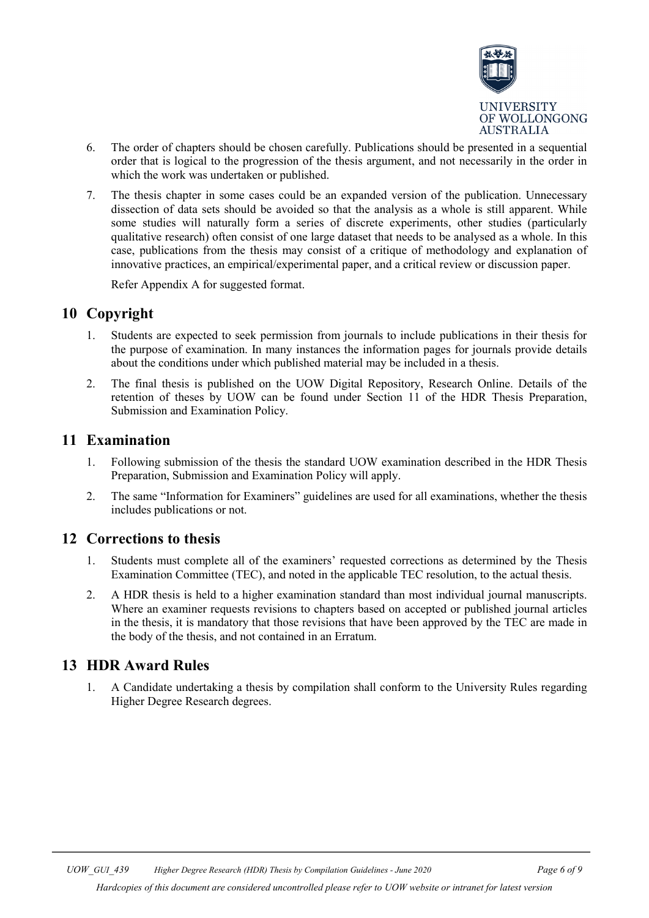6. The order of chapters should be chosen carefully. Publications should be presented in a sequential order that is logical to the progression of the thesis argument, and not necessarily in the order in which the work was undertaken or published.

7. The thesis chapter in some cases could be an expanded version of the publication. Unnecessary dissection of data sets should be avoided so that the analysis as a whole is still apparent. While some studies will naturally form a series of discrete experiments, other studies (particularly qualitative research) often consist of one large dataset that needs to be analysed as a whole. In this case, publications from the thesis may consist of a critique of methodology and explanation of innovative practices, an empirical/experimental paper, and a critical review or discussion paper.

   Refer Appendix A for suggested format.

## 10 Copyright

1. Students are expected to seek permission from journals to include publications in their thesis for the purpose of examination. In many instances the information pages for journals provide details about the conditions under which published material may be included in a thesis.

2. The final thesis is published on the UOW Digital Repository, Research Online. Details of the retention of theses by UOW can be found under Section 11 of the HDR Thesis Preparation, Submission and Examination Policy.

## 11 Examination

1. Following submission of the thesis the standard UOW examination described in the HDR Thesis Preparation, Submission and Examination Policy will apply.

2. The same "Information for Examiners" guidelines are used for all examinations, whether the thesis includes publications or not.

## 12 Corrections to thesis

1. Students must complete all of the examiners' requested corrections as determined by the Thesis Examination Committee (TEC), and noted in the applicable TEC resolution, to the actual thesis.

2. A HDR thesis is held to a higher examination standard than most individual journal manuscripts. Where an examiner requests revisions to chapters based on accepted or published journal articles in the thesis, it is mandatory that those revisions that have been approved by the TEC are made in the body of the thesis, and not contained in an Erratum.

## 13 HDR Award Rules

1. A Candidate undertaking a thesis by compilation shall conform to the University Rules regarding Higher Degree Research degrees.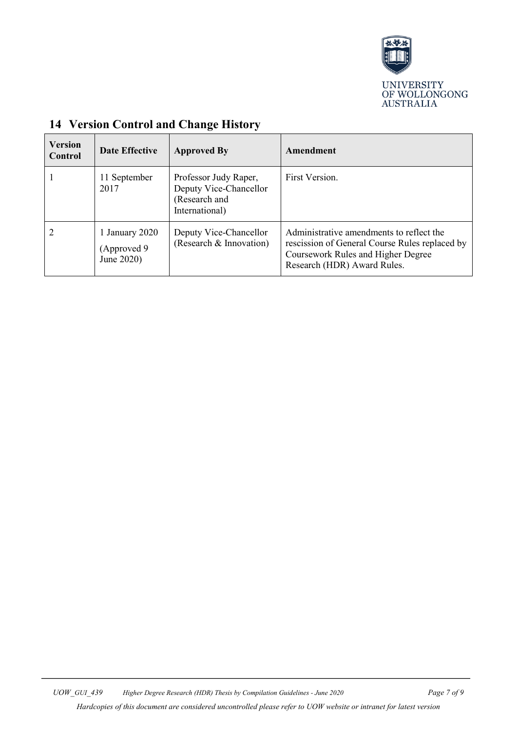## 14 Version Control and Change History

| Version Control | Date Effective | Approved By | Amendment |
|---|---|---|---|
| 1 | 11 September 2017 | Professor Judy Raper, Deputy Vice-Chancellor (Research and International) | First Version. |
| 2 | 1 January 2020 (Approved 9 June 2020) | Deputy Vice-Chancellor (Research & Innovation) | Administrative amendments to reflect the rescission of General Course Rules replaced by Coursework Rules and Higher Degree Research (HDR) Award Rules. |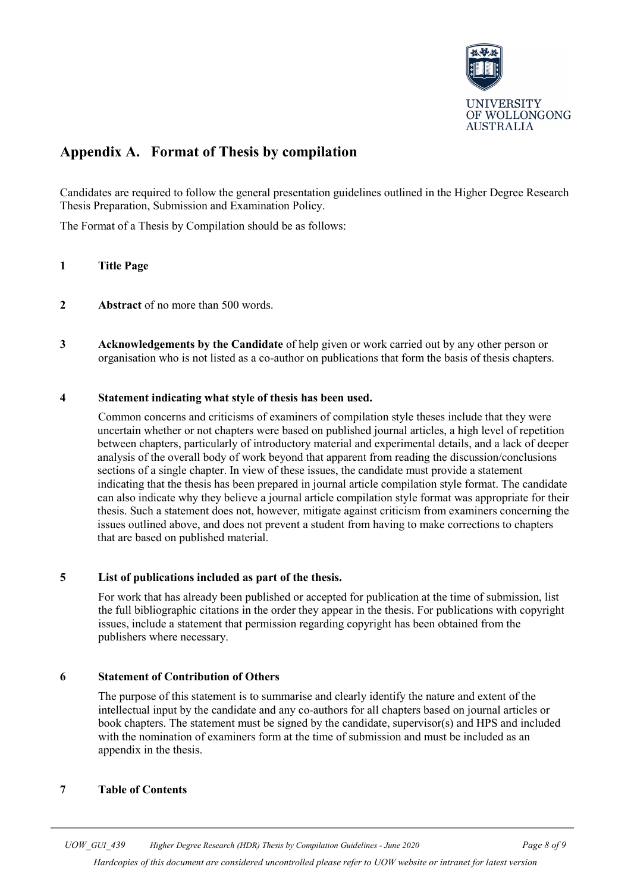## Appendix A. Format of Thesis by compilation

Candidates are required to follow the general presentation guidelines outlined in the Higher Degree Research Thesis Preparation, Submission and Examination Policy.

The Format of a Thesis by Compilation should be as follows:

**1 Title Page**

**2 Abstract** of no more than 500 words.

**3 Acknowledgements by the Candidate** of help given or work carried out by any other person or organisation who is not listed as a co-author on publications that form the basis of thesis chapters.

**4 Statement indicating what style of thesis has been used.**

Common concerns and criticisms of examiners of compilation style theses include that they were uncertain whether or not chapters were based on published journal articles, a high level of repetition between chapters, particularly of introductory material and experimental details, and a lack of deeper analysis of the overall body of work beyond that apparent from reading the discussion/conclusions sections of a single chapter. In view of these issues, the candidate must provide a statement indicating that the thesis has been prepared in journal article compilation style format. The candidate can also indicate why they believe a journal article compilation style format was appropriate for their thesis. Such a statement does not, however, mitigate against criticism from examiners concerning the issues outlined above, and does not prevent a student from having to make corrections to chapters that are based on published material.

**5 List of publications included as part of the thesis.**

For work that has already been published or accepted for publication at the time of submission, list the full bibliographic citations in the order they appear in the thesis. For publications with copyright issues, include a statement that permission regarding copyright has been obtained from the publishers where necessary.

**6 Statement of Contribution of Others**

The purpose of this statement is to summarise and clearly identify the nature and extent of the intellectual input by the candidate and any co-authors for all chapters based on journal articles or book chapters. The statement must be signed by the candidate, supervisor(s) and HPS and included with the nomination of examiners form at the time of submission and must be included as an appendix in the thesis.

**7 Table of Contents**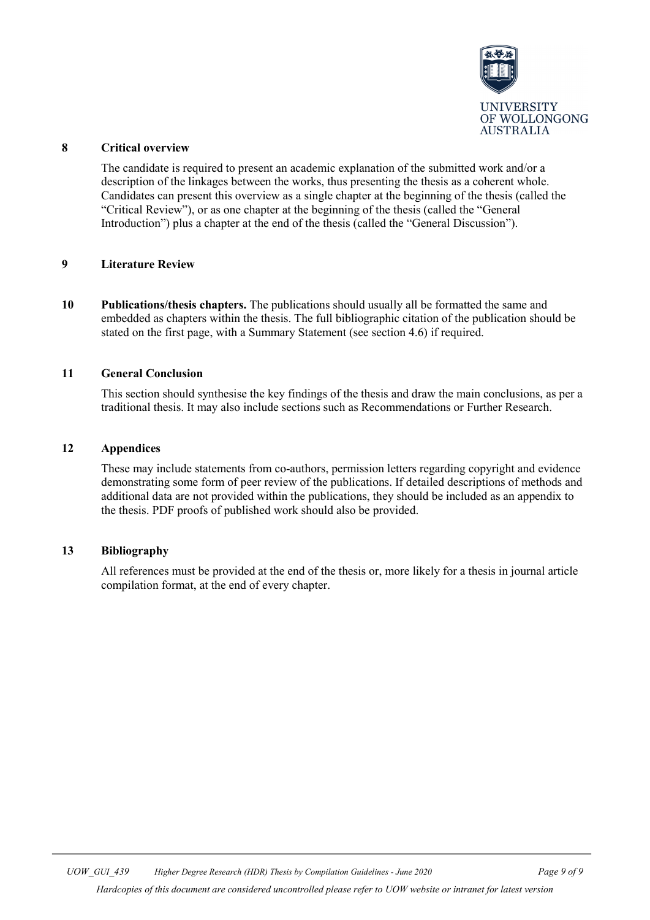## 8 Critical overview

The candidate is required to present an academic explanation of the submitted work and/or a description of the linkages between the works, thus presenting the thesis as a coherent whole. Candidates can present this overview as a single chapter at the beginning of the thesis (called the "Critical Review"), or as one chapter at the beginning of the thesis (called the "General Introduction") plus a chapter at the end of the thesis (called the "General Discussion").

## 9 Literature Review

## 10 Publications/thesis chapters.

The publications should usually all be formatted the same and embedded as chapters within the thesis. The full bibliographic citation of the publication should be stated on the first page, with a Summary Statement (see section 4.6) if required.

## 11 General Conclusion

This section should synthesise the key findings of the thesis and draw the main conclusions, as per a traditional thesis. It may also include sections such as Recommendations or Further Research.

## 12 Appendices

These may include statements from co-authors, permission letters regarding copyright and evidence demonstrating some form of peer review of the publications. If detailed descriptions of methods and additional data are not provided within the publications, they should be included as an appendix to the thesis. PDF proofs of published work should also be provided.

## 13 Bibliography

All references must be provided at the end of the thesis or, more likely for a thesis in journal article compilation format, at the end of every chapter.